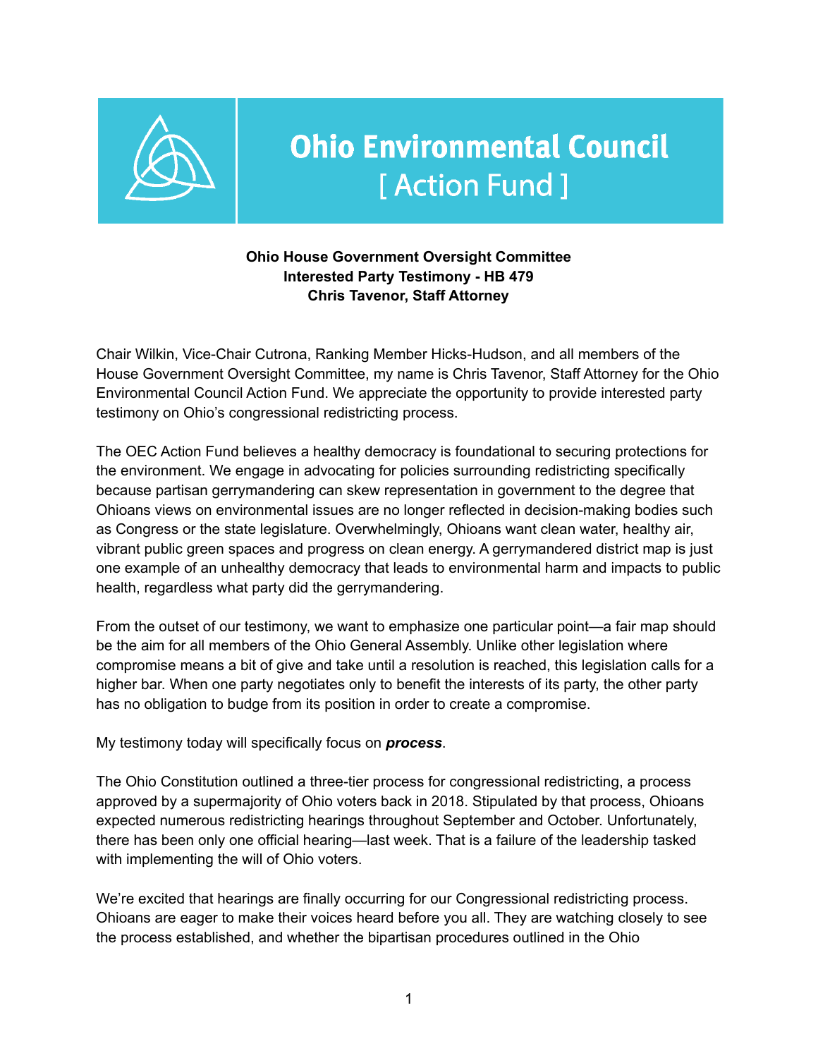# Ohio Environmental Council [ Action Fund ]

**Ohio House Government Oversight Committee**
**Interested Party Testimony - HB 479**
**Chris Tavenor, Staff Attorney**

Chair Wilkin, Vice-Chair Cutrona, Ranking Member Hicks-Hudson, and all members of the House Government Oversight Committee, my name is Chris Tavenor, Staff Attorney for the Ohio Environmental Council Action Fund. We appreciate the opportunity to provide interested party testimony on Ohio's congressional redistricting process.

The OEC Action Fund believes a healthy democracy is foundational to securing protections for the environment. We engage in advocating for policies surrounding redistricting specifically because partisan gerrymandering can skew representation in government to the degree that Ohioans views on environmental issues are no longer reflected in decision-making bodies such as Congress or the state legislature. Overwhelmingly, Ohioans want clean water, healthy air, vibrant public green spaces and progress on clean energy. A gerrymandered district map is just one example of an unhealthy democracy that leads to environmental harm and impacts to public health, regardless what party did the gerrymandering.

From the outset of our testimony, we want to emphasize one particular point—a fair map should be the aim for all members of the Ohio General Assembly. Unlike other legislation where compromise means a bit of give and take until a resolution is reached, this legislation calls for a higher bar. When one party negotiates only to benefit the interests of its party, the other party has no obligation to budge from its position in order to create a compromise.

My testimony today will specifically focus on ***process***.

The Ohio Constitution outlined a three-tier process for congressional redistricting, a process approved by a supermajority of Ohio voters back in 2018. Stipulated by that process, Ohioans expected numerous redistricting hearings throughout September and October. Unfortunately, there has been only one official hearing—last week. That is a failure of the leadership tasked with implementing the will of Ohio voters.

We're excited that hearings are finally occurring for our Congressional redistricting process. Ohioans are eager to make their voices heard before you all. They are watching closely to see the process established, and whether the bipartisan procedures outlined in the Ohio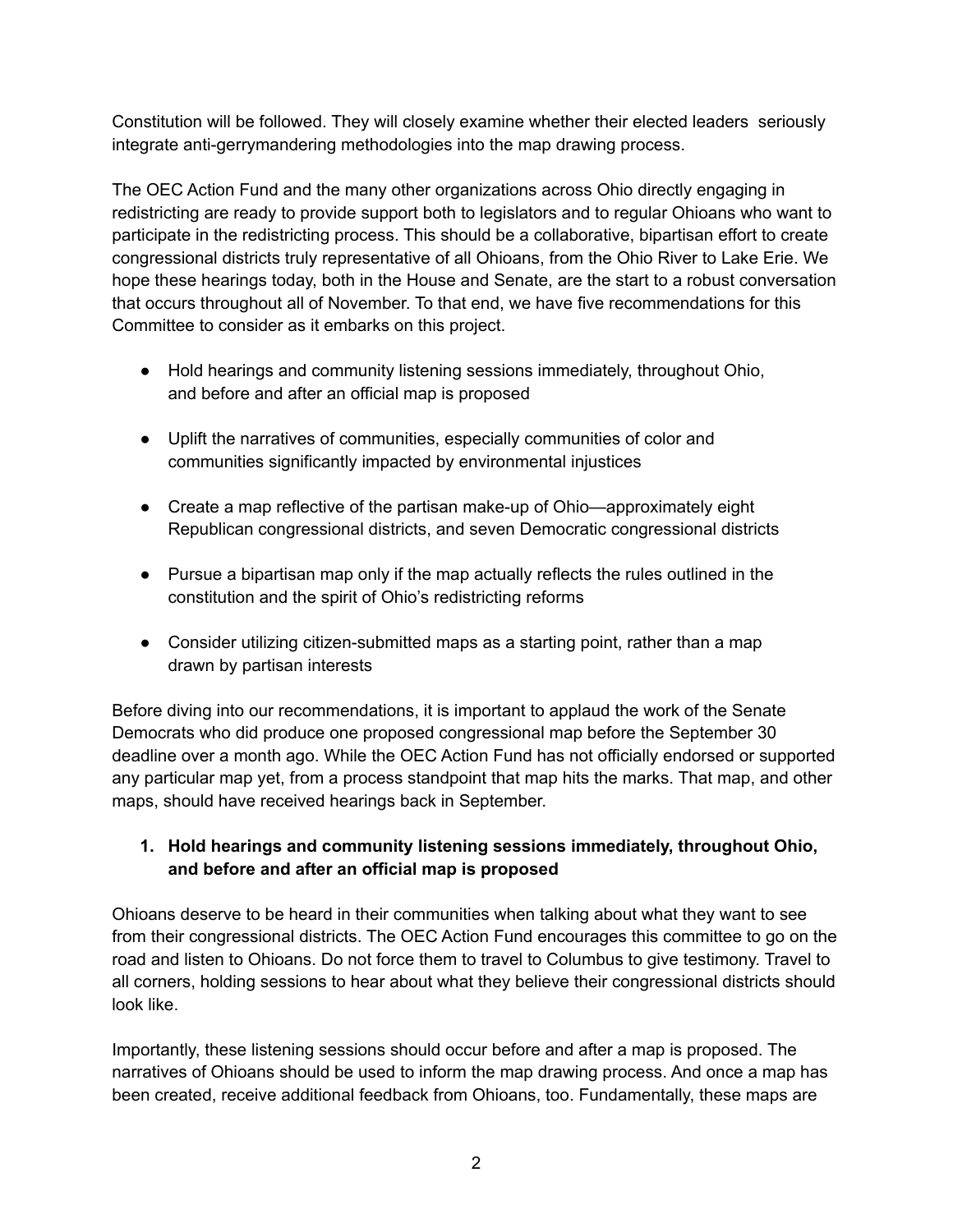Constitution will be followed. They will closely examine whether their elected leaders seriously integrate anti-gerrymandering methodologies into the map drawing process.

The OEC Action Fund and the many other organizations across Ohio directly engaging in redistricting are ready to provide support both to legislators and to regular Ohioans who want to participate in the redistricting process. This should be a collaborative, bipartisan effort to create congressional districts truly representative of all Ohioans, from the Ohio River to Lake Erie. We hope these hearings today, both in the House and Senate, are the start to a robust conversation that occurs throughout all of November. To that end, we have five recommendations for this Committee to consider as it embarks on this project.

- Hold hearings and community listening sessions immediately, throughout Ohio, and before and after an official map is proposed
- Uplift the narratives of communities, especially communities of color and communities significantly impacted by environmental injustices
- Create a map reflective of the partisan make-up of Ohio—approximately eight Republican congressional districts, and seven Democratic congressional districts
- Pursue a bipartisan map only if the map actually reflects the rules outlined in the constitution and the spirit of Ohio's redistricting reforms
- Consider utilizing citizen-submitted maps as a starting point, rather than a map drawn by partisan interests

Before diving into our recommendations, it is important to applaud the work of the Senate Democrats who did produce one proposed congressional map before the September 30 deadline over a month ago. While the OEC Action Fund has not officially endorsed or supported any particular map yet, from a process standpoint that map hits the marks. That map, and other maps, should have received hearings back in September.

1. **Hold hearings and community listening sessions immediately, throughout Ohio, and before and after an official map is proposed**

Ohioans deserve to be heard in their communities when talking about what they want to see from their congressional districts. The OEC Action Fund encourages this committee to go on the road and listen to Ohioans. Do not force them to travel to Columbus to give testimony. Travel to all corners, holding sessions to hear about what they believe their congressional districts should look like.

Importantly, these listening sessions should occur before and after a map is proposed. The narratives of Ohioans should be used to inform the map drawing process. And once a map has been created, receive additional feedback from Ohioans, too. Fundamentally, these maps are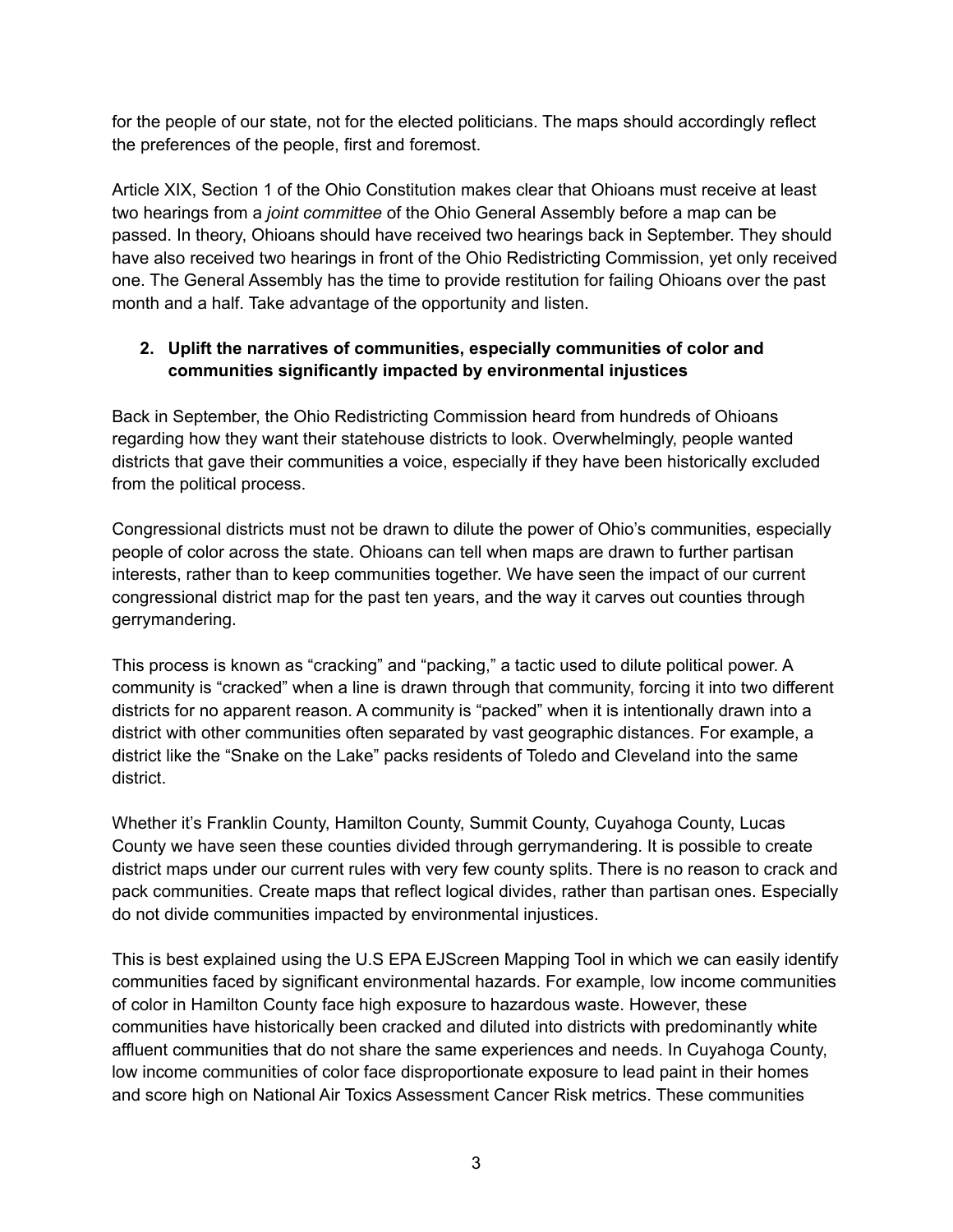for the people of our state, not for the elected politicians. The maps should accordingly reflect the preferences of the people, first and foremost.

Article XIX, Section 1 of the Ohio Constitution makes clear that Ohioans must receive at least two hearings from a *joint committee* of the Ohio General Assembly before a map can be passed. In theory, Ohioans should have received two hearings back in September. They should have also received two hearings in front of the Ohio Redistricting Commission, yet only received one. The General Assembly has the time to provide restitution for failing Ohioans over the past month and a half. Take advantage of the opportunity and listen.

2. **Uplift the narratives of communities, especially communities of color and communities significantly impacted by environmental injustices**

Back in September, the Ohio Redistricting Commission heard from hundreds of Ohioans regarding how they want their statehouse districts to look. Overwhelmingly, people wanted districts that gave their communities a voice, especially if they have been historically excluded from the political process.

Congressional districts must not be drawn to dilute the power of Ohio's communities, especially people of color across the state. Ohioans can tell when maps are drawn to further partisan interests, rather than to keep communities together. We have seen the impact of our current congressional district map for the past ten years, and the way it carves out counties through gerrymandering.

This process is known as "cracking" and "packing," a tactic used to dilute political power. A community is "cracked" when a line is drawn through that community, forcing it into two different districts for no apparent reason. A community is "packed" when it is intentionally drawn into a district with other communities often separated by vast geographic distances. For example, a district like the "Snake on the Lake" packs residents of Toledo and Cleveland into the same district.

Whether it's Franklin County, Hamilton County, Summit County, Cuyahoga County, Lucas County we have seen these counties divided through gerrymandering. It is possible to create district maps under our current rules with very few county splits. There is no reason to crack and pack communities. Create maps that reflect logical divides, rather than partisan ones. Especially do not divide communities impacted by environmental injustices.

This is best explained using the U.S EPA EJScreen Mapping Tool in which we can easily identify communities faced by significant environmental hazards. For example, low income communities of color in Hamilton County face high exposure to hazardous waste. However, these communities have historically been cracked and diluted into districts with predominantly white affluent communities that do not share the same experiences and needs. In Cuyahoga County, low income communities of color face disproportionate exposure to lead paint in their homes and score high on National Air Toxics Assessment Cancer Risk metrics. These communities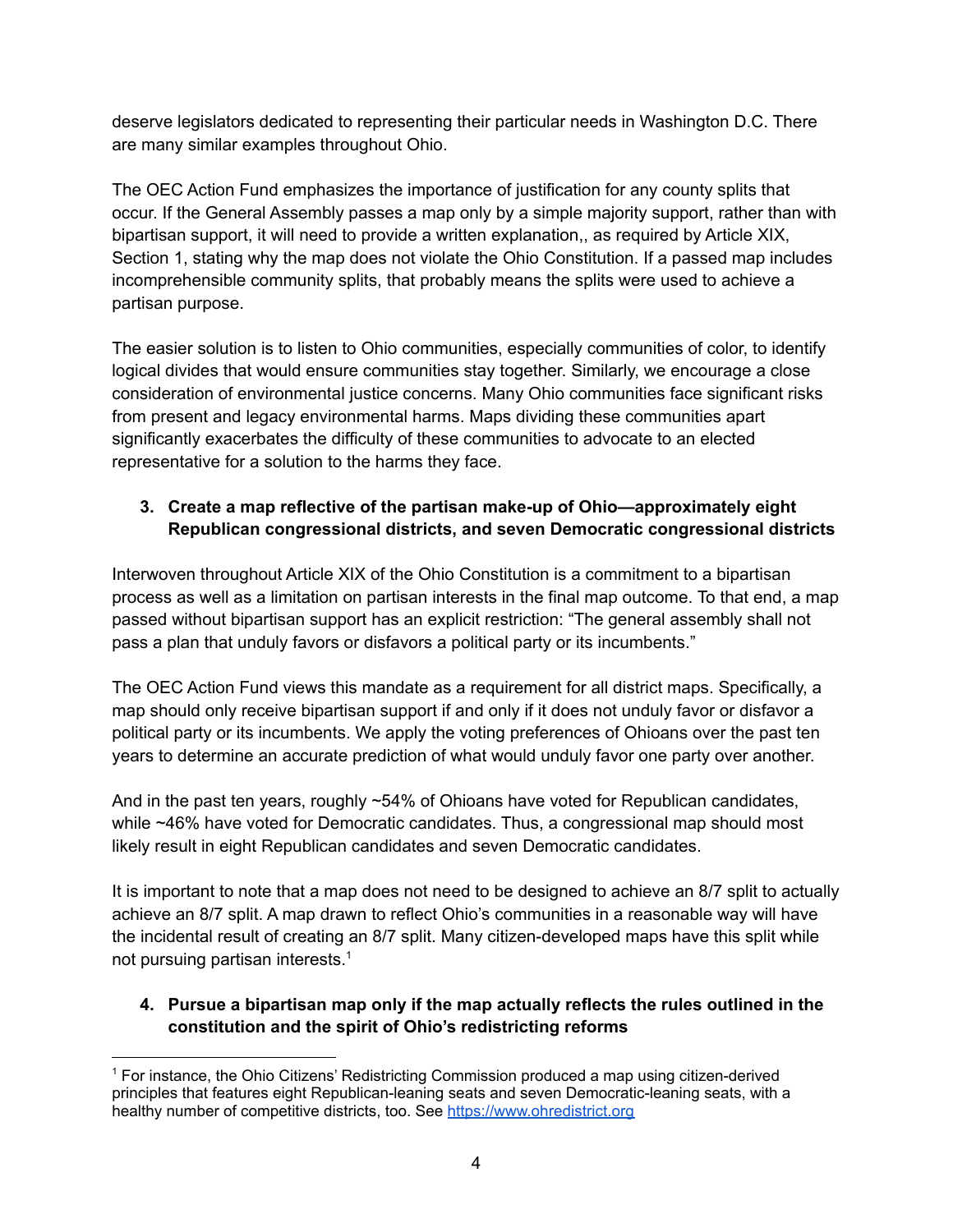deserve legislators dedicated to representing their particular needs in Washington D.C. There are many similar examples throughout Ohio.

The OEC Action Fund emphasizes the importance of justification for any county splits that occur. If the General Assembly passes a map only by a simple majority support, rather than with bipartisan support, it will need to provide a written explanation,, as required by Article XIX, Section 1, stating why the map does not violate the Ohio Constitution. If a passed map includes incomprehensible community splits, that probably means the splits were used to achieve a partisan purpose.

The easier solution is to listen to Ohio communities, especially communities of color, to identify logical divides that would ensure communities stay together. Similarly, we encourage a close consideration of environmental justice concerns. Many Ohio communities face significant risks from present and legacy environmental harms. Maps dividing these communities apart significantly exacerbates the difficulty of these communities to advocate to an elected representative for a solution to the harms they face.

3. **Create a map reflective of the partisan make-up of Ohio—approximately eight Republican congressional districts, and seven Democratic congressional districts**

Interwoven throughout Article XIX of the Ohio Constitution is a commitment to a bipartisan process as well as a limitation on partisan interests in the final map outcome. To that end, a map passed without bipartisan support has an explicit restriction: "The general assembly shall not pass a plan that unduly favors or disfavors a political party or its incumbents."

The OEC Action Fund views this mandate as a requirement for all district maps. Specifically, a map should only receive bipartisan support if and only if it does not unduly favor or disfavor a political party or its incumbents. We apply the voting preferences of Ohioans over the past ten years to determine an accurate prediction of what would unduly favor one party over another.

And in the past ten years, roughly ~54% of Ohioans have voted for Republican candidates, while ~46% have voted for Democratic candidates. Thus, a congressional map should most likely result in eight Republican candidates and seven Democratic candidates.

It is important to note that a map does not need to be designed to achieve an 8/7 split to actually achieve an 8/7 split. A map drawn to reflect Ohio's communities in a reasonable way will have the incidental result of creating an 8/7 split. Many citizen-developed maps have this split while not pursuing partisan interests.[1]

4. **Pursue a bipartisan map only if the map actually reflects the rules outlined in the constitution and the spirit of Ohio's redistricting reforms**

---

[1] For instance, the Ohio Citizens' Redistricting Commission produced a map using citizen-derived principles that features eight Republican-leaning seats and seven Democratic-leaning seats, with a healthy number of competitive districts, too. See [https://www.ohredistrict.org](https://www.ohredistrict.org)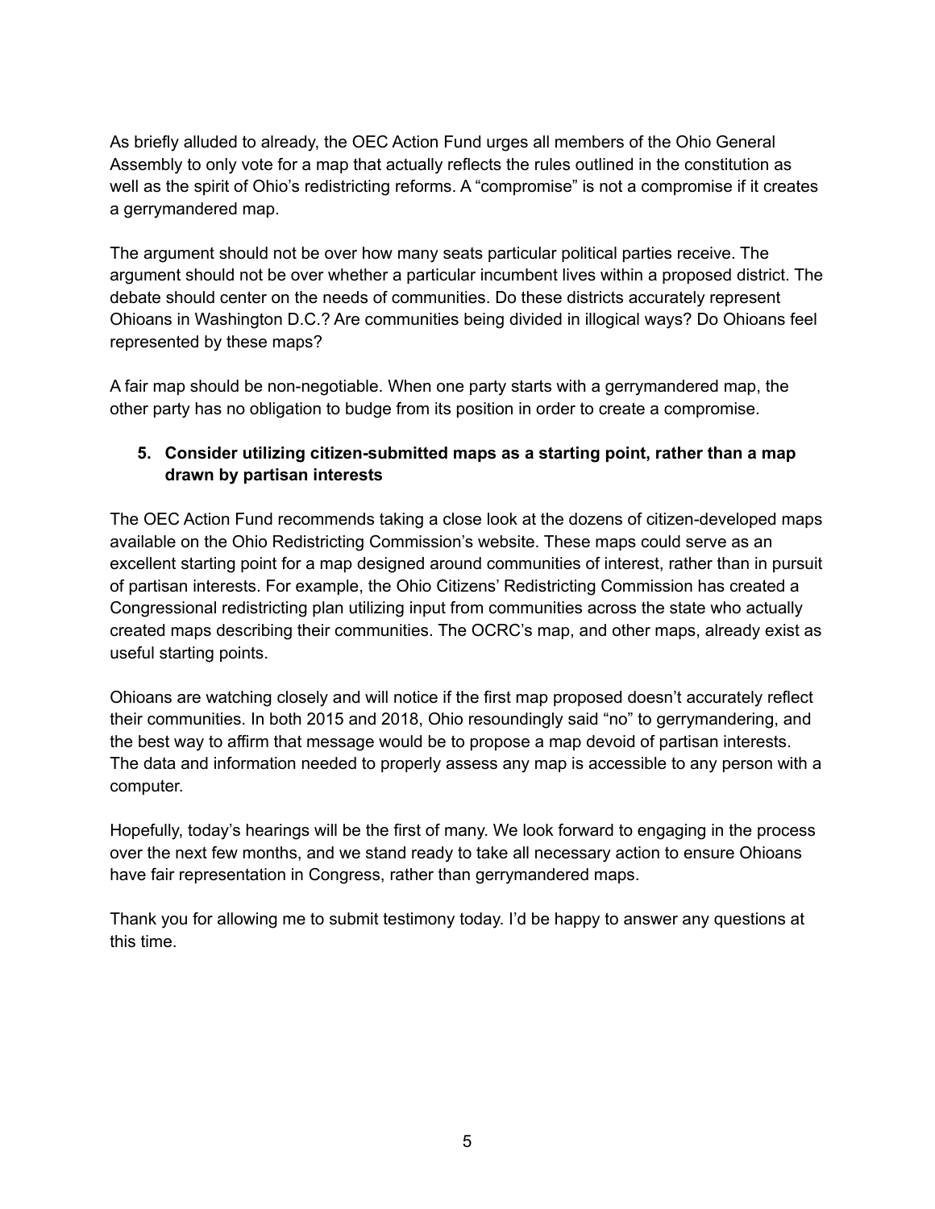As briefly alluded to already, the OEC Action Fund urges all members of the Ohio General Assembly to only vote for a map that actually reflects the rules outlined in the constitution as well as the spirit of Ohio's redistricting reforms. A "compromise" is not a compromise if it creates a gerrymandered map.

The argument should not be over how many seats particular political parties receive. The argument should not be over whether a particular incumbent lives within a proposed district. The debate should center on the needs of communities. Do these districts accurately represent Ohioans in Washington D.C.? Are communities being divided in illogical ways? Do Ohioans feel represented by these maps?

A fair map should be non-negotiable. When one party starts with a gerrymandered map, the other party has no obligation to budge from its position in order to create a compromise.

5. **Consider utilizing citizen-submitted maps as a starting point, rather than a map drawn by partisan interests**

The OEC Action Fund recommends taking a close look at the dozens of citizen-developed maps available on the Ohio Redistricting Commission's website. These maps could serve as an excellent starting point for a map designed around communities of interest, rather than in pursuit of partisan interests. For example, the Ohio Citizens' Redistricting Commission has created a Congressional redistricting plan utilizing input from communities across the state who actually created maps describing their communities. The OCRC's map, and other maps, already exist as useful starting points.

Ohioans are watching closely and will notice if the first map proposed doesn't accurately reflect their communities. In both 2015 and 2018, Ohio resoundingly said "no" to gerrymandering, and the best way to affirm that message would be to propose a map devoid of partisan interests. The data and information needed to properly assess any map is accessible to any person with a computer.

Hopefully, today's hearings will be the first of many. We look forward to engaging in the process over the next few months, and we stand ready to take all necessary action to ensure Ohioans have fair representation in Congress, rather than gerrymandered maps.

Thank you for allowing me to submit testimony today. I'd be happy to answer any questions at this time.